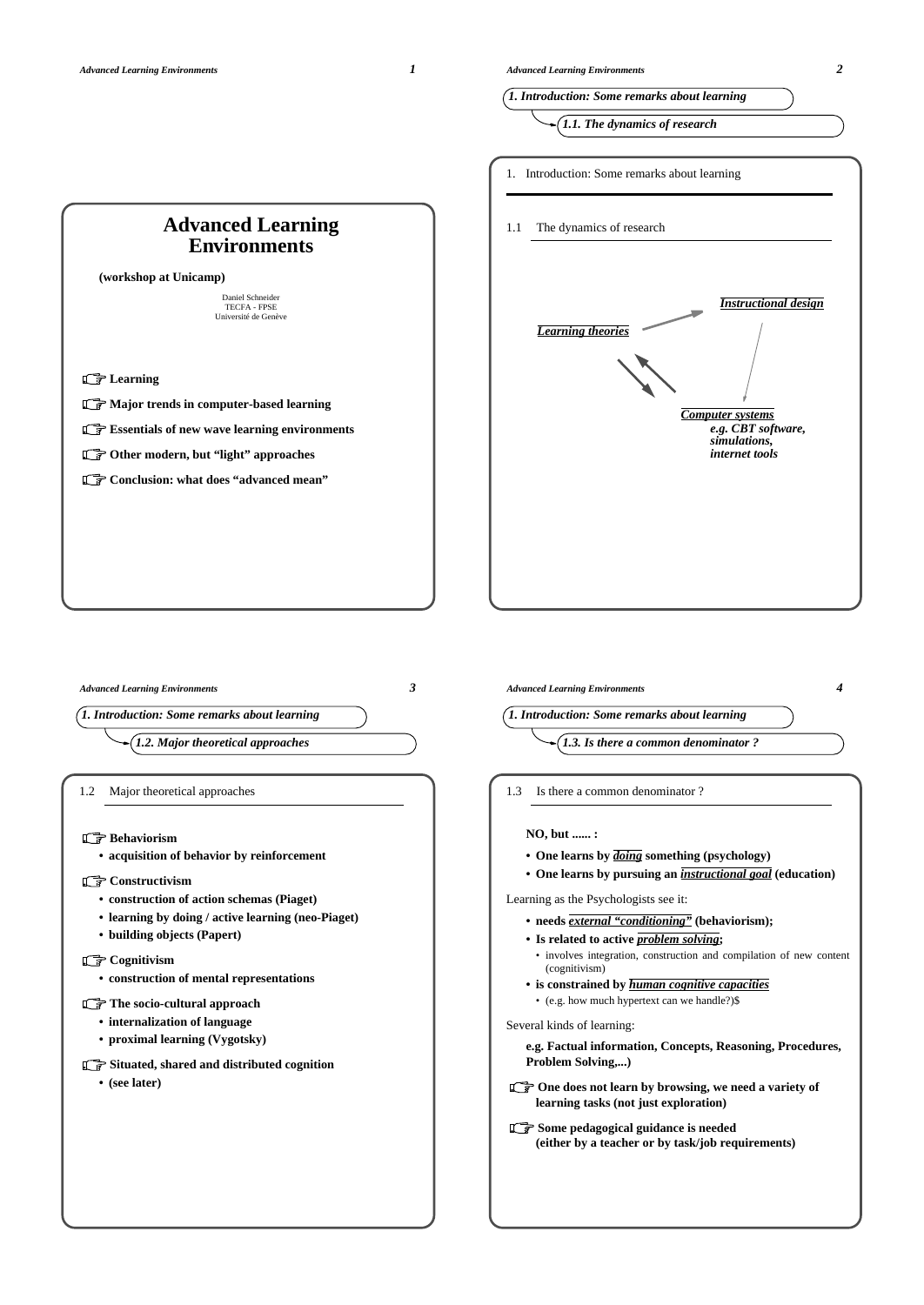# Advanced Learning Environments

**(workshop at Unicamp)**

Daniel Schneider
TECFA - FPSE
Université de Genève

- **Learning**
- **Major trends in computer-based learning**
- **Essentials of new wave learning environments**
- **Other modern, but "light" approaches**
- **Conclusion: what does "advanced mean"**

## 1. Introduction: Some remarks about learning

### 1.1 The dynamics of research

*Learning theories* → *Instructional design* → *Computer systems* (e.g. CBT software, simulations, internet tools) ↔ *Learning theories*

### 1.2 Major theoretical approaches

- **Behaviorism**
  - **acquisition of behavior by reinforcement**
- **Constructivism**
  - **construction of action schemas (Piaget)**
  - **learning by doing / active learning (neo-Piaget)**
  - **building objects (Papert)**
- **Cognitivism**
  - **construction of mental representations**
- **The socio-cultural approach**
  - **internalization of language**
  - **proximal learning (Vygotsky)**
- **Situated, shared and distributed cognition**
  - **(see later)**

### 1.3 Is there a common denominator ?

**NO, but ...... :**

- **One learns by *doing* something (psychology)**
- **One learns by pursuing an *instructional goal* (education)**

Learning as the Psychologists see it:

- **needs *external "conditioning"* (behaviorism);**
- **Is related to active *problem solving*;**
  - involves integration, construction and compilation of new content (cognitivism)
- **is constrained by *human cognitive capacities***
  - (e.g. how much hypertext can we handle?)$

Several kinds of learning:

**e.g. Factual information, Concepts, Reasoning, Procedures, Problem Solving,...)**

- **One does not learn by browsing, we need a variety of learning tasks (not just exploration)**
- **Some pedagogical guidance is needed (either by a teacher or by task/job requirements)**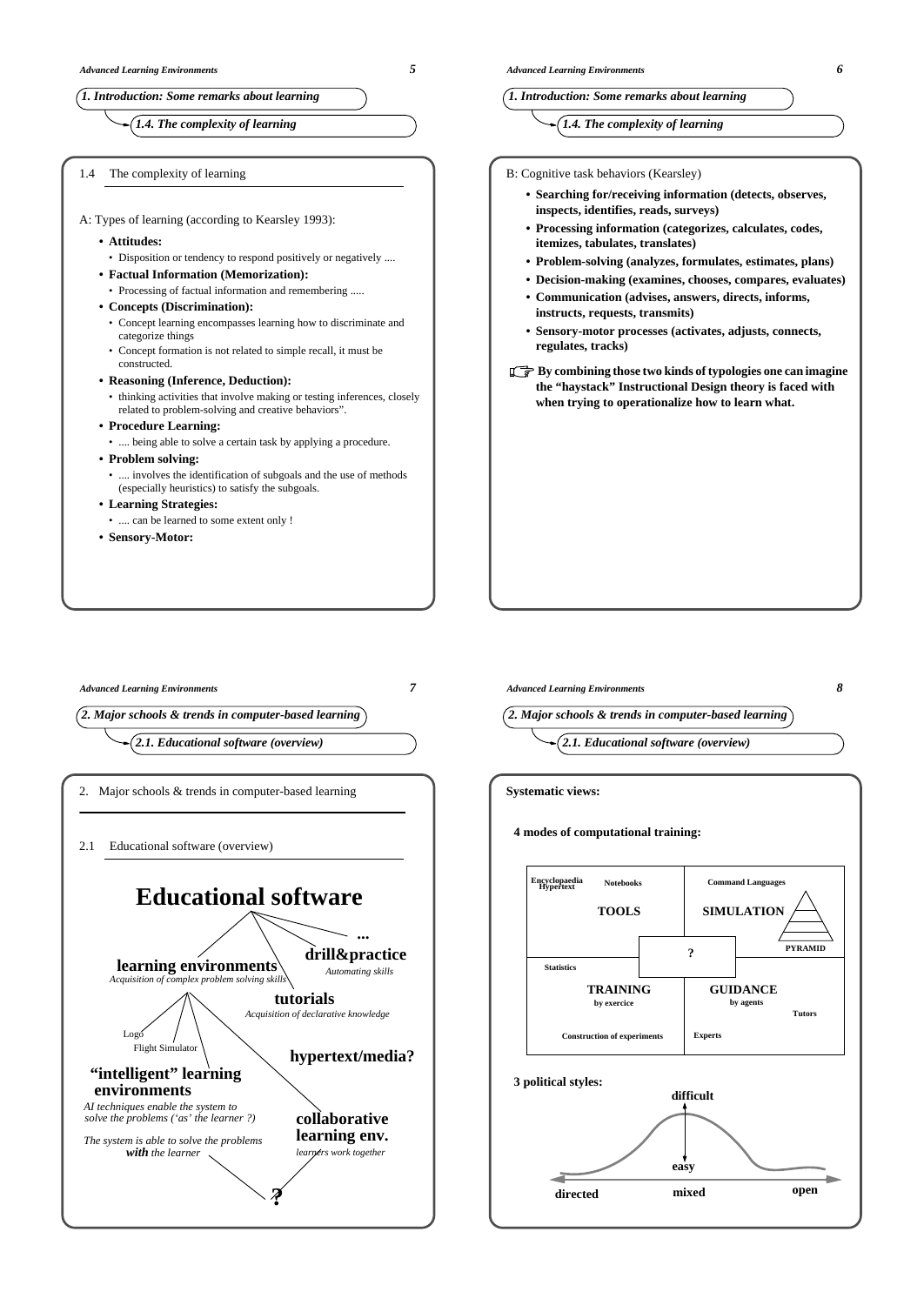## 1.4 The complexity of learning

A: Types of learning (according to Kearsley 1993):

- **Attitudes:**
  - Disposition or tendency to respond positively or negatively ....
- **Factual Information (Memorization):**
  - Processing of factual information and remembering .....
- **Concepts (Discrimination):**
  - Concept learning encompasses learning how to discriminate and categorize things
  - Concept formation is not related to simple recall, it must be constructed.
- **Reasoning (Inference, Deduction):**
  - thinking activities that involve making or testing inferences, closely related to problem-solving and creative behaviors".
- **Procedure Learning:**
  - .... being able to solve a certain task by applying a procedure.
- **Problem solving:**
  - .... involves the identification of subgoals and the use of methods (especially heuristics) to satisfy the subgoals.
- **Learning Strategies:**
  - .... can be learned to some extent only !
- **Sensory-Motor:**

B: Cognitive task behaviors (Kearsley)

- **Searching for/receiving information (detects, observes, inspects, identifies, reads, surveys)**
- **Processing information (categorizes, calculates, codes, itemizes, tabulates, translates)**
- **Problem-solving (analyzes, formulates, estimates, plans)**
- **Decision-making (examines, chooses, compares, evaluates)**
- **Communication (advises, answers, directs, informs, instructs, requests, transmits)**
- **Sensory-motor processes (activates, adjusts, connects, regulates, tracks)**

☞ **By combining those two kinds of typologies one can imagine the "haystack" Instructional Design theory is faced with when trying to operationalize how to learn what.**

## 2. Major schools & trends in computer-based learning

### 2.1 Educational software (overview)

**Educational software**

- **learning environments** — *Acquisition of complex problem solving skills*
  - Logo
  - Flight Simulator
  - **"intelligent" learning environments** — *AI techniques enable the system to solve the problems ('as' the learner ?)* / *The system is able to solve the problems **with** the learner*
  - **collaborative learning env.** — *learners work together*
- **...**
- **drill&practice** — *Automating skills*
- **tutorials** — *Acquisition of declarative knowledge*
- **hypertext/media?**
- **?**

**Systematic views:**

**4 modes of computational training:**

| | |
|---|---|
| Encyclopaedia, Hypertext, Notebooks — **TOOLS** | Command Languages — **SIMULATION** (PYRAMID) |
| Statistics — **TRAINING** by exercice — Construction of experiments | **GUIDANCE** by agents — Tutors — Experts |

(center: **?**)

**3 political styles:**

directed — mixed — open (difficult / easy)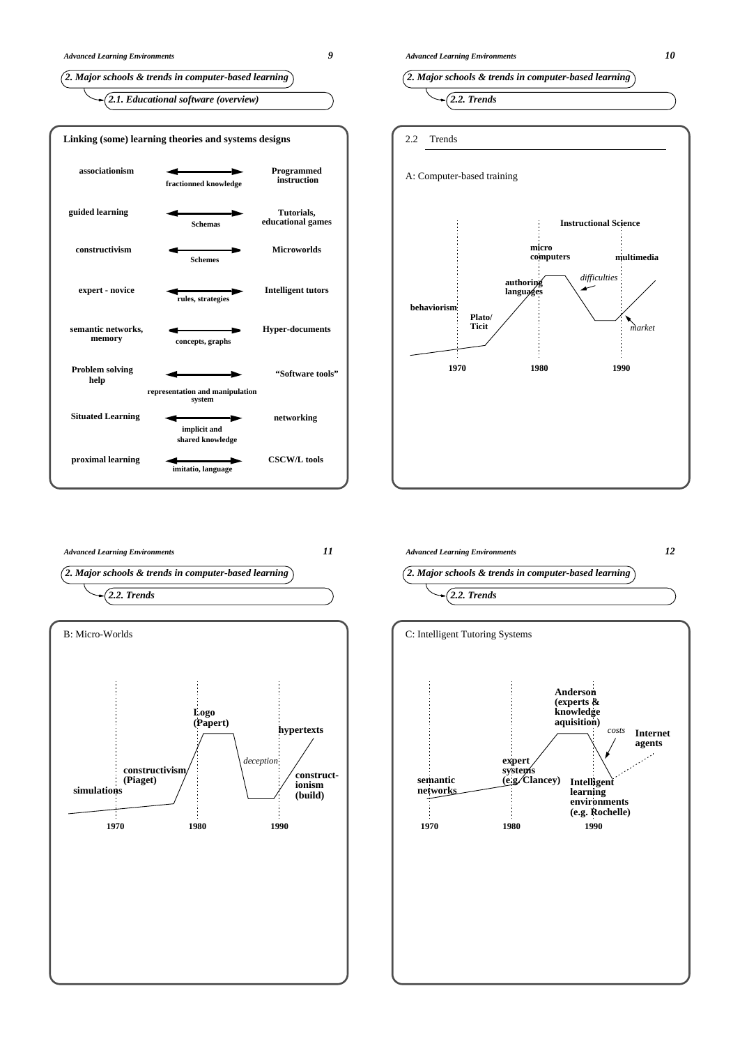## 2. Major schools & trends in computer-based learning

### 2.1. Educational software (overview)

**Linking (some) learning theories and systems designs**

| Learning theory | Link | System design |
|---|---|---|
| **associationism** | fractionned knowledge | **Programmed instruction** |
| **guided learning** | Schemas | **Tutorials, educational games** |
| **constructivism** | Schemes | **Microworlds** |
| **expert - novice** | rules, strategies | **Intelligent tutors** |
| **semantic networks, memory** | concepts, graphs | **Hyper-documents** |
| **Problem solving help** | representation and manipulation system | **"Software tools"** |
| **Situated Learning** | implicit and shared knowledge | **networking** |
| **proximal learning** | imitatio, language | **CSCW/L tools** |

## 2. Major schools & trends in computer-based learning

### 2.2. Trends

2.2 Trends

A: Computer-based training

**behaviorism** — **Plato/ Ticit** — **authoring languages** — **micro computers** — **Instructional Science** — *difficulties* — *market* — **multimedia**

1970 1980 1990

## 2. Major schools & trends in computer-based learning

### 2.2. Trends

B: Micro-Worlds

**simulations** — **constructivism (Piaget)** — **Logo (Papert)** — *deception* — **hypertexts** — **construct-ionism (build)**

1970 1980 1990

## 2. Major schools & trends in computer-based learning

### 2.2. Trends

C: Intelligent Tutoring Systems

**semantic networks** — **expert systems (e.g. Clancey)** — **Anderson (experts & knowledge aquisition)** — *costs* — **Intelligent learning environments (e.g. Rochelle)** — **Internet agents**

1970 1980 1990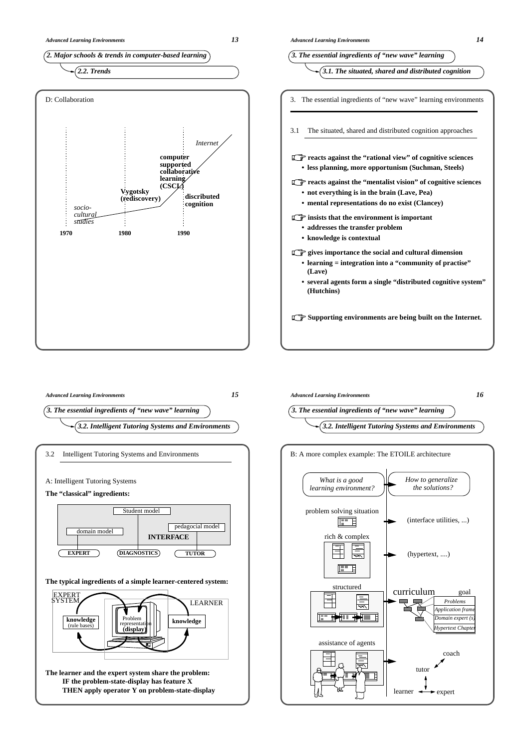## 2. Major schools & trends in computer-based learning

### 2.2. Trends

D: Collaboration

*Internet*

**computer supported collaborative learning (CSCL)**

**Vygotsky (rediscovery)**

**discributed cognition**

*socio-cultural studies*

**1970** **1980** **1990**

## 3. The essential ingredients of "new wave" learning

### 3.1. The situated, shared and distributed cognition

3. The essential ingredients of "new wave" learning environments

3.1 The situated, shared and distributed cognition approaches

- **reacts against the "rational view" of cognitive sciences**
  - **less planning, more opportunism (Suchman, Steels)**
- **reacts against the "mentalist vision" of cognitive sciences**
  - **not everything is in the brain (Lave, Pea)**
  - **mental representations do no exist (Clancey)**
- **insists that the environment is important**
  - **addresses the transfer problem**
  - **knowledge is contextual**
- **gives importance the social and cultural dimension**
  - **learning = integration into a "community of practise" (Lave)**
  - **several agents form a single "distributed cognitive system" (Hutchins)**
- **Supporting environments are being built on the Internet.**

## 3. The essential ingredients of "new wave" learning

### 3.2. Intelligent Tutoring Systems and Environments

3.2 Intelligent Tutoring Systems and Environments

A: Intelligent Tutoring Systems

**The "classical" ingredients:**

Student model | domain model | pedagocial model | **INTERFACE**

**EXPERT** | **DIAGNOSTICS** | **TUTOR**

**The typical ingredients of a simple learner-centered system:**

EXPERT SYSTEM | LEARNER

**knowledge** (rule bases) | Problem representation **(display)** | **knowledge**

**The learner and the expert system share the problem:**
**IF the problem-state-display has feature X**
**THEN apply operator Y on problem-state-display**

## 3. The essential ingredients of "new wave" learning

### 3.2. Intelligent Tutoring Systems and Environments

B: A more complex example: The ETOILE architecture

*What is a good learning environment?* | *How to generalize the solutions?*

problem solving situation → (interface utilities, ...)

rich & complex → (hypertext, ....)

structured → curriculum (goal: *Problems*, *Application frame*, *Domain expert (s)*, *Hypertext Chapter*)

assistance of agents → coach, tutor, learner ↔ expert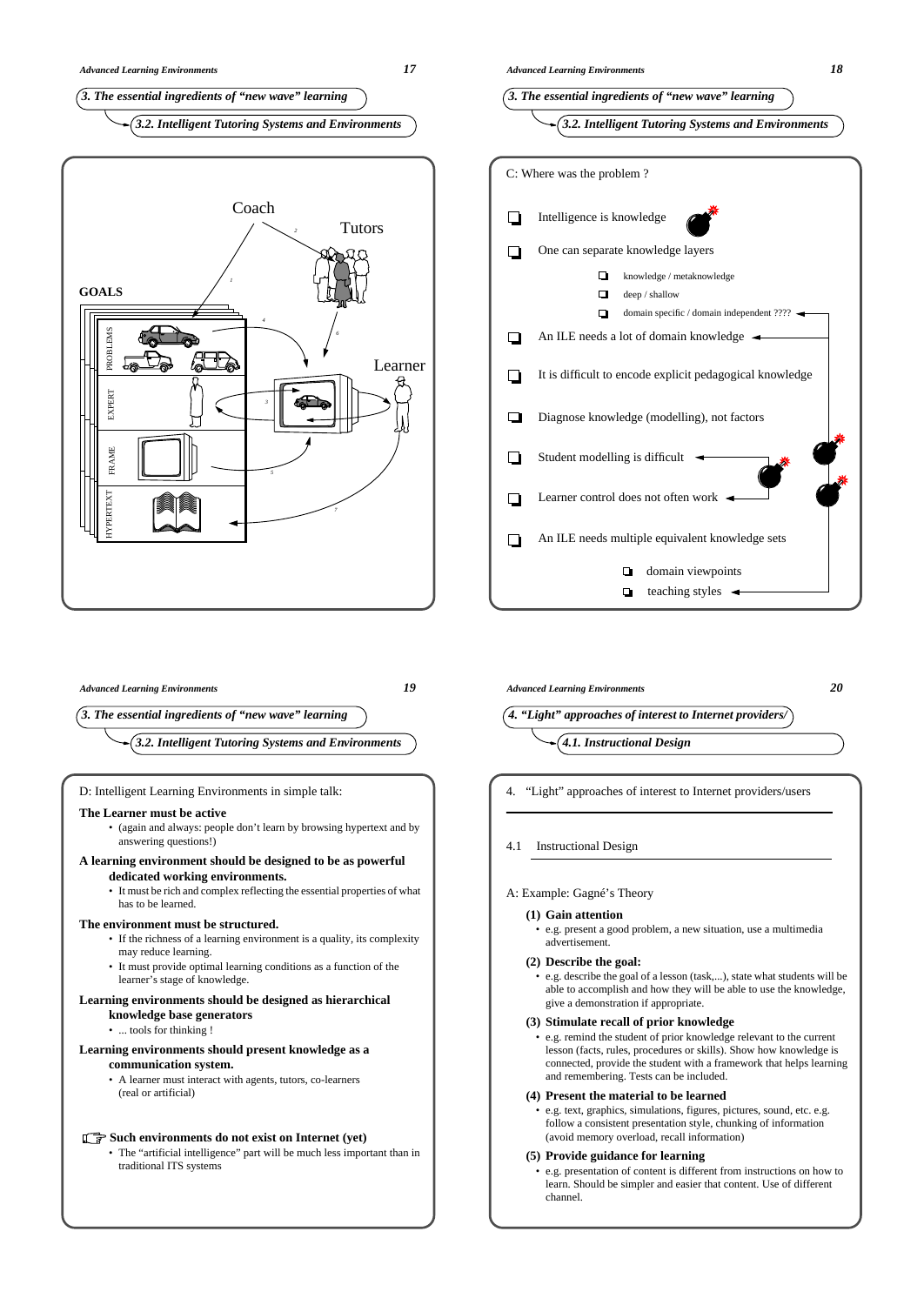## 3. The essential ingredients of "new wave" learning

### 3.2. Intelligent Tutoring Systems and Environments

GOALS

Coach

Tutors

Learner

PROBLEMS

EXPERT

FRAME

HYPERTEXT

## 3. The essential ingredients of "new wave" learning

### 3.2. Intelligent Tutoring Systems and Environments

C: Where was the problem ?

- Intelligence is knowledge
- One can separate knowledge layers
  - knowledge / metaknowledge
  - deep / shallow
  - domain specific / domain independent ????
- An ILE needs a lot of domain knowledge
- It is difficult to encode explicit pedagogical knowledge
- Diagnose knowledge (modelling), not factors
- Student modelling is difficult
- Learner control does not often work
- An ILE needs multiple equivalent knowledge sets
  - domain viewpoints
  - teaching styles

## 3. The essential ingredients of "new wave" learning

### 3.2. Intelligent Tutoring Systems and Environments

D: Intelligent Learning Environments in simple talk:

**The Learner must be active**

- (again and always: people don't learn by browsing hypertext and by answering questions!)

**A learning environment should be designed to be as powerful dedicated working environments.**

- It must be rich and complex reflecting the essential properties of what has to be learned.

**The environment must be structured.**

- If the richness of a learning environment is a quality, its complexity may reduce learning.
- It must provide optimal learning conditions as a function of the learner's stage of knowledge.

**Learning environments should be designed as hierarchical knowledge base generators**

- ... tools for thinking !

**Learning environments should present knowledge as a communication system.**

- A learner must interact with agents, tutors, co-learners (real or artificial)

☞ **Such environments do not exist on Internet (yet)**

- The "artificial intelligence" part will be much less important than in traditional ITS systems

## 4. "Light" approaches of interest to Internet providers/

### 4.1. Instructional Design

4. "Light" approaches of interest to Internet providers/users

4.1 Instructional Design

A: Example: Gagné's Theory

**(1) Gain attention**

- e.g. present a good problem, a new situation, use a multimedia advertisement.

**(2) Describe the goal:**

- e.g. describe the goal of a lesson (task,...), state what students will be able to accomplish and how they will be able to use the knowledge, give a demonstration if appropriate.

**(3) Stimulate recall of prior knowledge**

- e.g. remind the student of prior knowledge relevant to the current lesson (facts, rules, procedures or skills). Show how knowledge is connected, provide the student with a framework that helps learning and remembering. Tests can be included.

**(4) Present the material to be learned**

- e.g. text, graphics, simulations, figures, pictures, sound, etc. e.g. follow a consistent presentation style, chunking of information (avoid memory overload, recall information)

**(5) Provide guidance for learning**

- e.g. presentation of content is different from instructions on how to learn. Should be simpler and easier that content. Use of different channel.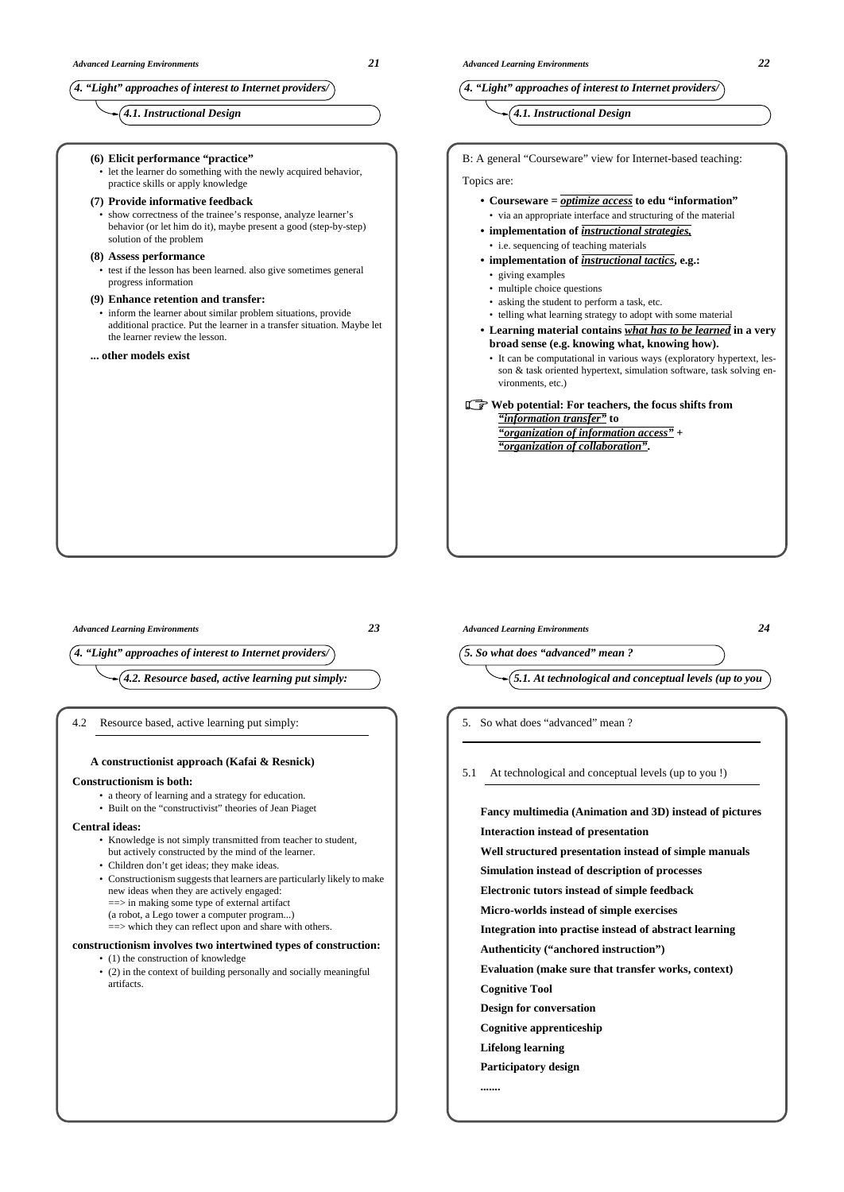## 4. "Light" approaches of interest to Internet providers/

### 4.1. Instructional Design

**(6) Elicit performance "practice"**

- let the learner do something with the newly acquired behavior, practice skills or apply knowledge

**(7) Provide informative feedback**

- show correctness of the trainee's response, analyze learner's behavior (or let him do it), maybe present a good (step-by-step) solution of the problem

**(8) Assess performance**

- test if the lesson has been learned. also give sometimes general progress information

**(9) Enhance retention and transfer:**

- inform the learner about similar problem situations, provide additional practice. Put the learner in a transfer situation. Maybe let the learner review the lesson.

**... other models exist**

## 4. "Light" approaches of interest to Internet providers/

### 4.1. Instructional Design

B: A general "Courseware" view for Internet-based teaching:

Topics are:

- **Courseware = *optimize access* to edu "information"**
  - via an appropriate interface and structuring of the material
- **implementation of *instructional strategies,***
  - i.e. sequencing of teaching materials
- **implementation of *instructional tactics*, e.g.:**
  - giving examples
  - multiple choice questions
  - asking the student to perform a task, etc.
  - telling what learning strategy to adopt with some material
- **Learning material contains *what has to be learned* in a very broad sense (e.g. knowing what, knowing how).**
  - It can be computational in various ways (exploratory hypertext, lesson & task oriented hypertext, simulation software, task solving environments, etc.)

☞ **Web potential: For teachers, the focus shifts from *"information transfer"* to *"organization of information access"* + *"organization of collaboration"*.**

## 4. "Light" approaches of interest to Internet providers/

### 4.2. Resource based, active learning put simply:

4.2 Resource based, active learning put simply:

**A constructionist approach (Kafai & Resnick)**

**Constructionism is both:**

- a theory of learning and a strategy for education.
- Built on the "constructivist" theories of Jean Piaget

**Central ideas:**

- Knowledge is not simply transmitted from teacher to student, but actively constructed by the mind of the learner.
- Children don't get ideas; they make ideas.
- Constructionism suggests that learners are particularly likely to make new ideas when they are actively engaged:
  ==> in making some type of external artifact
  (a robot, a Lego tower a computer program...)
  ==> which they can reflect upon and share with others.

**constructionism involves two intertwined types of construction:**

- (1) the construction of knowledge
- (2) in the context of building personally and socially meaningful artifacts.

## 5. So what does "advanced" mean ?

### 5.1. At technological and conceptual levels (up to you

5. So what does "advanced" mean ?

5.1 At technological and conceptual levels (up to you !)

**Fancy multimedia (Animation and 3D) instead of pictures**

**Interaction instead of presentation**

**Well structured presentation instead of simple manuals**

**Simulation instead of description of processes**

**Electronic tutors instead of simple feedback**

**Micro-worlds instead of simple exercises**

**Integration into practise instead of abstract learning**

**Authenticity ("anchored instruction")**

**Evaluation (make sure that transfer works, context)**

**Cognitive Tool**

**Design for conversation**

**Cognitive apprenticeship**

**Lifelong learning**

**Participatory design**

**.......**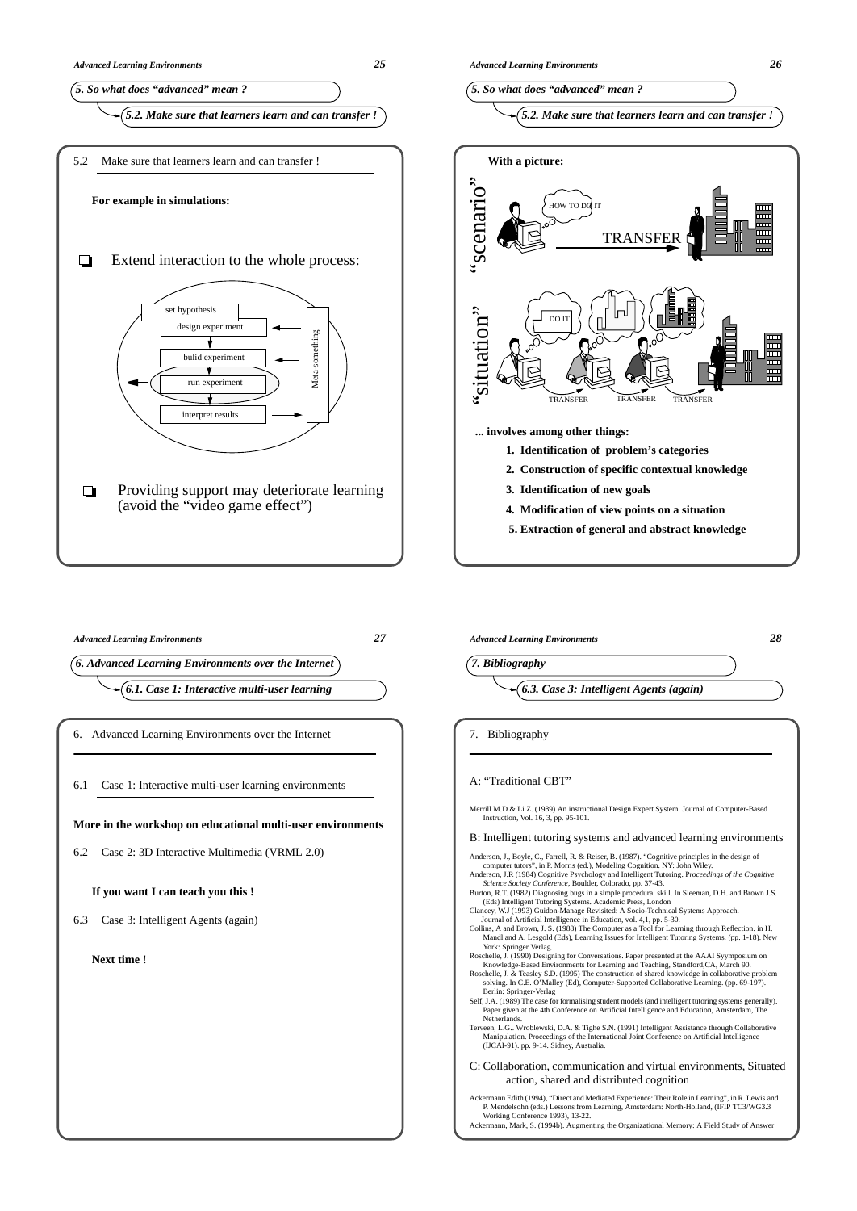*5. So what does "advanced" mean ?*

*5.2. Make sure that learners learn and can transfer !*

5.2 Make sure that learners learn and can transfer !

**For example in simulations:**

- Extend interaction to the whole process:

set hypothesis
design experiment
bulid experiment
run experiment
interpret results
Meta-something

- Providing support may deteriorate learning (avoid the "video game effect")

*5. So what does "advanced" mean ?*

*5.2. Make sure that learners learn and can transfer !*

**With a picture:**

"scenario"
HOW TO DO IT
TRANSFER

"situation"
DO IT
TRANSFER TRANSFER TRANSFER

**... involves among other things:**

1. **Identification of problem's categories**
2. **Construction of specific contextual knowledge**
3. **Identification of new goals**
4. **Modification of view points on a situation**
5. **Extraction of general and abstract knowledge**

*6. Advanced Learning Environments over the Internet*

*6.1. Case 1: Interactive multi-user learning*

6. Advanced Learning Environments over the Internet

6.1 Case 1: Interactive multi-user learning environments

**More in the workshop on educational multi-user environments**

6.2 Case 2: 3D Interactive Multimedia (VRML 2.0)

**If you want I can teach you this !**

6.3 Case 3: Intelligent Agents (again)

**Next time !**

*7. Bibliography*

*6.3. Case 3: Intelligent Agents (again)*

7. Bibliography

A: "Traditional CBT"

Merrill M.D & Li Z. (1989) An instructional Design Expert System. Journal of Computer-Based Instruction, Vol. 16, 3, pp. 95-101.

B: Intelligent tutoring systems and advanced learning environments

Anderson, J., Boyle, C., Farrell, R. & Reiser, B. (1987). "Cognitive principles in the design of computer tutors", in P. Morris (ed.), Modeling Cognition. NY: John Wiley.
Anderson, J.R (1984) Cognitive Psychology and Intelligent Tutoring. *Proceedings of the Cognitive Science Society Conference*, Boulder, Colorado, pp. 37-43.
Burton, R.T. (1982) Diagnosing bugs in a simple procedural skill. In Sleeman, D.H. and Brown J.S. (Eds) Intelligent Tutoring Systems. Academic Press, London
Clancey, W.J (1993) Guidon-Manage Revisited: A Socio-Technical Systems Approach. Journal of Artificial Intelligence in Education, vol. 4,1, pp. 5-30.
Collins, A and Brown, J. S. (1988) The Computer as a Tool for Learning through Reflection. in H. Mandl and A. Lesgold (Eds), Learning Issues for Intelligent Tutoring Systems. (pp. 1-18). New York: Springer Verlag.
Roschelle, J. (1990) Designing for Conversations. Paper presented at the AAAI Syymposium on Knowledge-Based Environments for Learning and Teaching, Standford,CA, March 90.
Roschelle, J. & Teasley S.D. (1995) The construction of shared knowledge in collaborative problem solving. In C.E. O'Malley (Ed), Computer-Supported Collaborative Learning. (pp. 69-197). Berlin: Springer-Verlag
Self, J.A. (1989) The case for formalising student models (and intelligent tutoring systems generally). Paper given at the 4th Conference on Artificial Intelligence and Education, Amsterdam, The Netherlands.
Terveen, L.G.. Wroblewski, D.A. & Tighe S.N. (1991) Intelligent Assistance through Collaborative Manipulation. Proceedings of the International Joint Conference on Artificial Intelligence (IJCAI-91). pp. 9-14. Sidney, Australia.

C: Collaboration, communication and virtual environments, Situated action, shared and distributed cognition

Ackermann Edith (1994), "Direct and Mediated Experience: Their Role in Learning", in R. Lewis and P. Mendelsohn (eds.) Lessons from Learning, Amsterdam: North-Holland, (IFIP TC3/WG3.3 Working Conference 1993), 13-22.
Ackermann, Mark, S. (1994b). Augmenting the Organizational Memory: A Field Study of Answer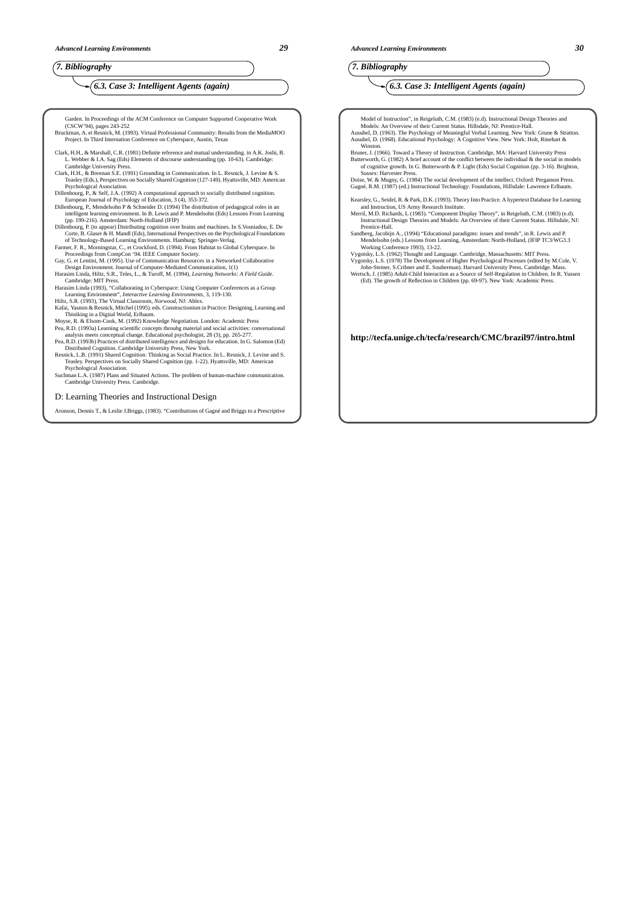Garden. In Proceedings of the ACM Conference on Computer Supported Cooperative Work (CSCW'94), pages 243-252

Bruckman, A. et Resnick, M. (1993). Virtual Professional Community: Results from the MediaMOO Project. In Third Internation Conference on Cyberspace, Austin, Texas

Clark, H.H., & Marshall, C.R. (1981) Definite reference and mutual understanding. in A.K. Joshi, B. L. Webber & I.A. Sag (Eds) Elements of discourse understanding (pp. 10-63). Cambridge: Cambridge University Press.

Clark, H.H., & Brennan S.E. (1991) Grounding in Communication. In L. Resnick, J. Levine & S. Teasley (Eds.), Perspectives on Socially Shared Cognition (127-149). Hyattsville, MD: American Psychological Association.

Dillenbourg, P., & Self, J.A. (1992) A computational approach to socially distributed cognition. European Journal of Psychology of Education, 3 (4), 353-372.

Dillenbourg, P., Mendelsohn P & Schneider D. (1994) The distribution of pedagogical roles in an intelligent learning environment. In B. Lewis and P. Mendelsohn (Eds) Lessons From Learning (pp. 199-216). Amsterdam: North-Holland (IFIP)

Dillenbourg, P. (to appear) Distributing cognition over brains and machines. In S.Vosniadou, E. De Corte, B. Glaser & H. Mandl (Eds), International Perspectives on the Psychological Foundations of Technology-Based Learning Environments. Hamburg: Springer-Verlag.

Farmer, F. R., Morningstar, C., et Crockford, D. (1994). From Habitat to Global Cyberspace. In Proceedings from CompCon '94. IEEE Computer Society.

Gay, G. et Lentini, M. (1995). Use of Communication Resources in a Networked Collaborative Design Environment. Journal of Computer-Mediated Communication, 1(1)

Harasim Linda, Hiltz, S.R., Teles, L., & Turoff, M. (1994), *Learning Networks: A Field Guide*. Cambridge: MIT Press.

Harasim Linda (1993), "Collaborating in Cyberspace: Using Computer Conferences as a Group Learning Environment", *Interactive Learning Environments*, 3, 119-130.

Hiltz, S.R. (1993), The Virtual Classroom, *Norwood*, NJ: Ablex.

Kafai, Yasmin & Resnick, Mitchel (1995). eds. Constructionism in Practice: Designing, Learning and Thiniking in a Digital World, Erlbaum.

Moyse, R. & Elsom-Cook, M. (1992) Knowledge Negotiation. London: Academic Press

Pea, R.D. (1993a) Learning scientific concepts throuhg material and social activities: conversational analysis meets conceptual change. Educational psychologist, 28 (3), pp. 265-277.

Pea, R.D. (1993b) Practices of distributed intelligence and designs for education. In G. Salomon (Ed) Distributed Cognition. Cambridge University Press, New York.

Resnick, L.B. (1991) Shared Cognition: Thinking as Social Practice. In L. Resnick, J. Levine and S. Teasley. Perspectives on Socially Shared Cognition (pp. 1-22). Hyattsville, MD: American Psychological Association.

Suchman L.A. (1987) Plans and Situated Actions. The problem of human-machine communication. Cambridge University Press. Cambridge.

### D: Learning Theories and Instructional Design

Aronson, Dennis T., & Leslie J.Briggs, (1983). "Contributions of Gagné and Briggs to a Prescriptive Model of Instruction", in Reigeluth, C.M. (1983) (e.d). Instructional Design Theories and Models: An Overview of their Current Status. Hillsdale, NJ: Prentice-Hall.

Ausubel, D. (1963). The Psychology of Meaningful Verbal Learning. New York: Grune & Stratton.

Ausubel, D. (1968). Educational Psychology: A Cognitive View. New York: Holt, Rinehart & Winston.

Bruner, J. (1966). Toward a Theory of Instruction. Cambridge, MA: Harvard University Press

Butterworth, G. (1982) A brief account of the conflict between the individual & the social in models of cognitive growth. In G. Butterworth & P. Light (Eds) Social Cognition (pp. 3-16). Brighton, Sussex: Harvester Press.

Doise, W. & Mugny, G. (1984) The social development of the intellect. Oxford: Pergamon Press.

Gagné, R.M. (1987) (ed.) Instructional Technology: Foundations, Hillsdale: Lawrence Erlbaum.

Kearsley, G., Seidel, R. & Park, D.K. (1993). Theory Into Practice. A hypertext Database for Learning and Instruction, US Army Research Institute.

Merril, M.D. Richards, L (1983). "Component Display Theory", in Reigeluth, C.M. (1983) (e.d). Instructional Design Theories and Models: An Overview of their Current Status. Hillsdale, NJ: Prentice-Hall.

Sandberg, Jacobijn A., (1994) "Educational paradigms: issues and trends", in R. Lewis and P. Mendelsohn (eds.) Lessons from Learning, Amsterdam: North-Holland, (IFIP TC3/WG3.3 Working Conference 1993), 13-22.

Vygotsky, L.S. (1962) Thought and Language. Cambridge, Massachusetts: MIT Press.

Vygotsky, L.S. (1978) The Development of Higher Psychological Processes (edited by M.Cole, V. John-Steiner, S.Cribner and E. Souberman). Harvard University Press. Cambridge. Mass.

Wertsch, J. (1985) Adult-Child Interaction as a Source of Self-Regulation in Children. In R. Yussen (Ed). The growth of Reflection in Children (pp. 69-97). New York: Academic Press.

**http://tecfa.unige.ch/tecfa/research/CMC/brazil97/intro.html**